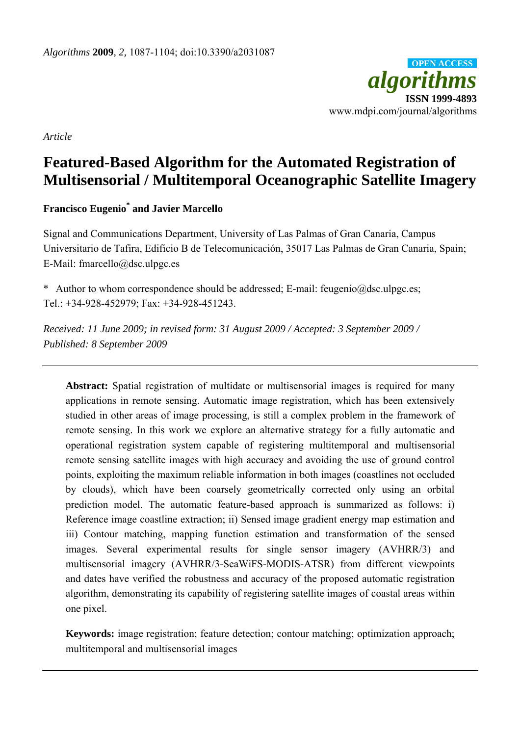*Article*

# Featured-Based Algorithm for the Automated Registration of Multisensorial / Multitemporal Oceanographic Satellite Imagery

**Francisco Eugenio*** **and Javier Marcello**

Signal and Communications Department, University of Las Palmas of Gran Canaria, Campus Universitario de Tafira, Edificio B de Telecomunicación, 35017 Las Palmas de Gran Canaria, Spain; E-Mail: fmarcello@dsc.ulpgc.es

\* Author to whom correspondence should be addressed; E-mail: feugenio@dsc.ulpgc.es; Tel.: +34-928-452979; Fax: +34-928-451243.

*Received: 11 June 2009; in revised form: 31 August 2009 / Accepted: 3 September 2009 / Published: 8 September 2009*

---

**Abstract:** Spatial registration of multidate or multisensorial images is required for many applications in remote sensing. Automatic image registration, which has been extensively studied in other areas of image processing, is still a complex problem in the framework of remote sensing. In this work we explore an alternative strategy for a fully automatic and operational registration system capable of registering multitemporal and multisensorial remote sensing satellite images with high accuracy and avoiding the use of ground control points, exploiting the maximum reliable information in both images (coastlines not occluded by clouds), which have been coarsely geometrically corrected only using an orbital prediction model. The automatic feature-based approach is summarized as follows: i) Reference image coastline extraction; ii) Sensed image gradient energy map estimation and iii) Contour matching, mapping function estimation and transformation of the sensed images. Several experimental results for single sensor imagery (AVHRR/3) and multisensorial imagery (AVHRR/3-SeaWiFS-MODIS-ATSR) from different viewpoints and dates have verified the robustness and accuracy of the proposed automatic registration algorithm, demonstrating its capability of registering satellite images of coastal areas within one pixel.

**Keywords:** image registration; feature detection; contour matching; optimization approach; multitemporal and multisensorial images

---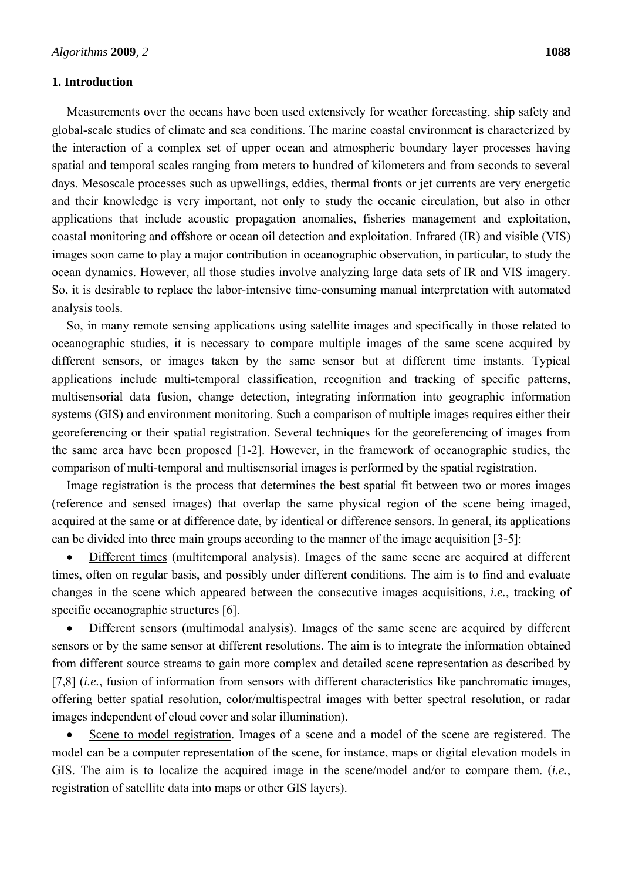## 1. Introduction

Measurements over the oceans have been used extensively for weather forecasting, ship safety and global-scale studies of climate and sea conditions. The marine coastal environment is characterized by the interaction of a complex set of upper ocean and atmospheric boundary layer processes having spatial and temporal scales ranging from meters to hundred of kilometers and from seconds to several days. Mesoscale processes such as upwellings, eddies, thermal fronts or jet currents are very energetic and their knowledge is very important, not only to study the oceanic circulation, but also in other applications that include acoustic propagation anomalies, fisheries management and exploitation, coastal monitoring and offshore or ocean oil detection and exploitation. Infrared (IR) and visible (VIS) images soon came to play a major contribution in oceanographic observation, in particular, to study the ocean dynamics. However, all those studies involve analyzing large data sets of IR and VIS imagery. So, it is desirable to replace the labor-intensive time-consuming manual interpretation with automated analysis tools.

So, in many remote sensing applications using satellite images and specifically in those related to oceanographic studies, it is necessary to compare multiple images of the same scene acquired by different sensors, or images taken by the same sensor but at different time instants. Typical applications include multi-temporal classification, recognition and tracking of specific patterns, multisensorial data fusion, change detection, integrating information into geographic information systems (GIS) and environment monitoring. Such a comparison of multiple images requires either their georeferencing or their spatial registration. Several techniques for the georeferencing of images from the same area have been proposed [1-2]. However, in the framework of oceanographic studies, the comparison of multi-temporal and multisensorial images is performed by the spatial registration.

Image registration is the process that determines the best spatial fit between two or mores images (reference and sensed images) that overlap the same physical region of the scene being imaged, acquired at the same or at difference date, by identical or difference sensors. In general, its applications can be divided into three main groups according to the manner of the image acquisition [3-5]:

- Different times (multitemporal analysis). Images of the same scene are acquired at different times, often on regular basis, and possibly under different conditions. The aim is to find and evaluate changes in the scene which appeared between the consecutive images acquisitions, *i.e.*, tracking of specific oceanographic structures [6].
- Different sensors (multimodal analysis). Images of the same scene are acquired by different sensors or by the same sensor at different resolutions. The aim is to integrate the information obtained from different source streams to gain more complex and detailed scene representation as described by [7,8] (*i.e.*, fusion of information from sensors with different characteristics like panchromatic images, offering better spatial resolution, color/multispectral images with better spectral resolution, or radar images independent of cloud cover and solar illumination).
- Scene to model registration. Images of a scene and a model of the scene are registered. The model can be a computer representation of the scene, for instance, maps or digital elevation models in GIS. The aim is to localize the acquired image in the scene/model and/or to compare them. (*i.e.*, registration of satellite data into maps or other GIS layers).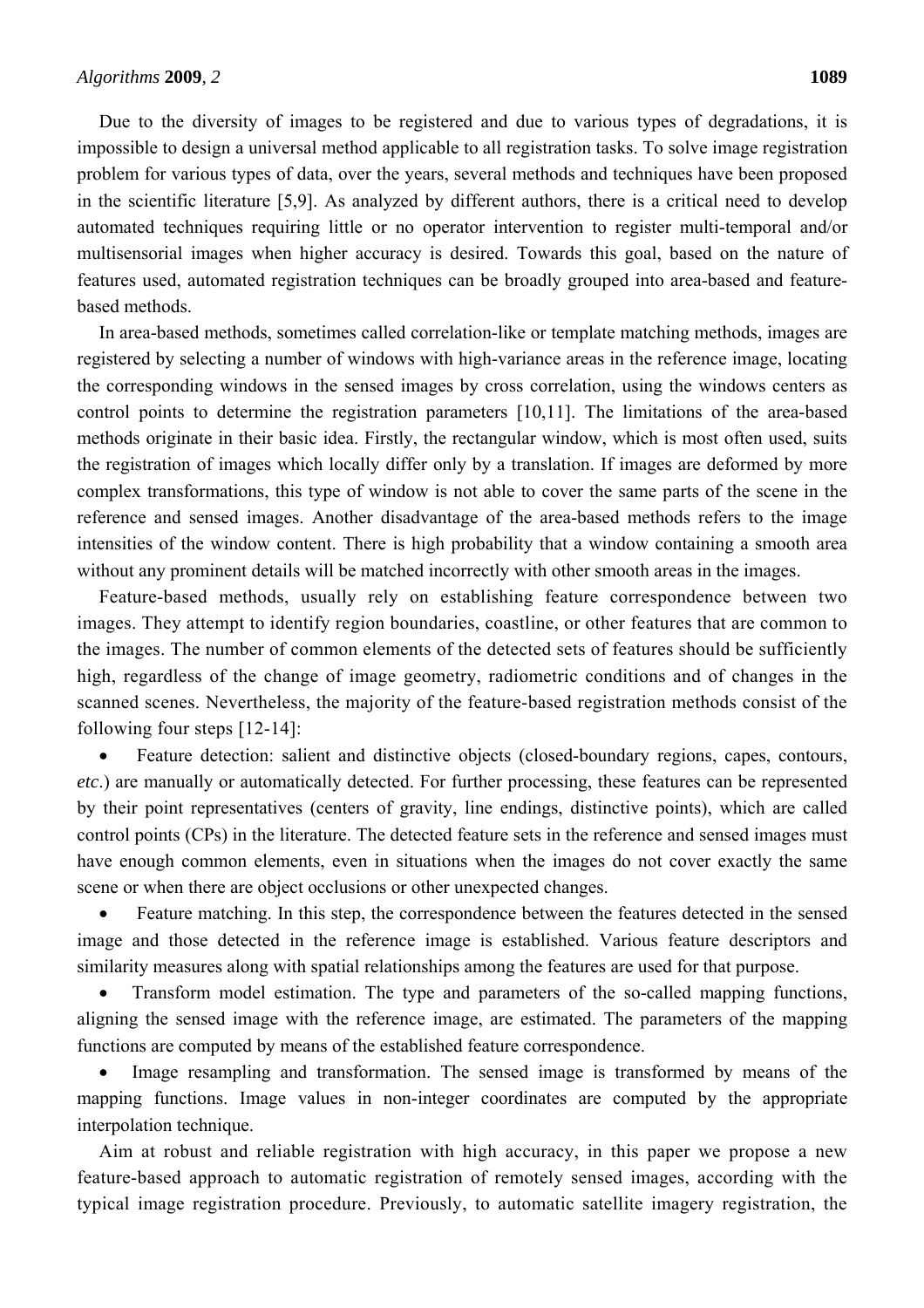Due to the diversity of images to be registered and due to various types of degradations, it is impossible to design a universal method applicable to all registration tasks. To solve image registration problem for various types of data, over the years, several methods and techniques have been proposed in the scientific literature [5,9]. As analyzed by different authors, there is a critical need to develop automated techniques requiring little or no operator intervention to register multi-temporal and/or multisensorial images when higher accuracy is desired. Towards this goal, based on the nature of features used, automated registration techniques can be broadly grouped into area-based and feature-based methods.

In area-based methods, sometimes called correlation-like or template matching methods, images are registered by selecting a number of windows with high-variance areas in the reference image, locating the corresponding windows in the sensed images by cross correlation, using the windows centers as control points to determine the registration parameters [10,11]. The limitations of the area-based methods originate in their basic idea. Firstly, the rectangular window, which is most often used, suits the registration of images which locally differ only by a translation. If images are deformed by more complex transformations, this type of window is not able to cover the same parts of the scene in the reference and sensed images. Another disadvantage of the area-based methods refers to the image intensities of the window content. There is high probability that a window containing a smooth area without any prominent details will be matched incorrectly with other smooth areas in the images.

Feature-based methods, usually rely on establishing feature correspondence between two images. They attempt to identify region boundaries, coastline, or other features that are common to the images. The number of common elements of the detected sets of features should be sufficiently high, regardless of the change of image geometry, radiometric conditions and of changes in the scanned scenes. Nevertheless, the majority of the feature-based registration methods consist of the following four steps [12-14]:

- Feature detection: salient and distinctive objects (closed-boundary regions, capes, contours, *etc.*) are manually or automatically detected. For further processing, these features can be represented by their point representatives (centers of gravity, line endings, distinctive points), which are called control points (CPs) in the literature. The detected feature sets in the reference and sensed images must have enough common elements, even in situations when the images do not cover exactly the same scene or when there are object occlusions or other unexpected changes.
- Feature matching. In this step, the correspondence between the features detected in the sensed image and those detected in the reference image is established. Various feature descriptors and similarity measures along with spatial relationships among the features are used for that purpose.
- Transform model estimation. The type and parameters of the so-called mapping functions, aligning the sensed image with the reference image, are estimated. The parameters of the mapping functions are computed by means of the established feature correspondence.
- Image resampling and transformation. The sensed image is transformed by means of the mapping functions. Image values in non-integer coordinates are computed by the appropriate interpolation technique.

Aim at robust and reliable registration with high accuracy, in this paper we propose a new feature-based approach to automatic registration of remotely sensed images, according with the typical image registration procedure. Previously, to automatic satellite imagery registration, the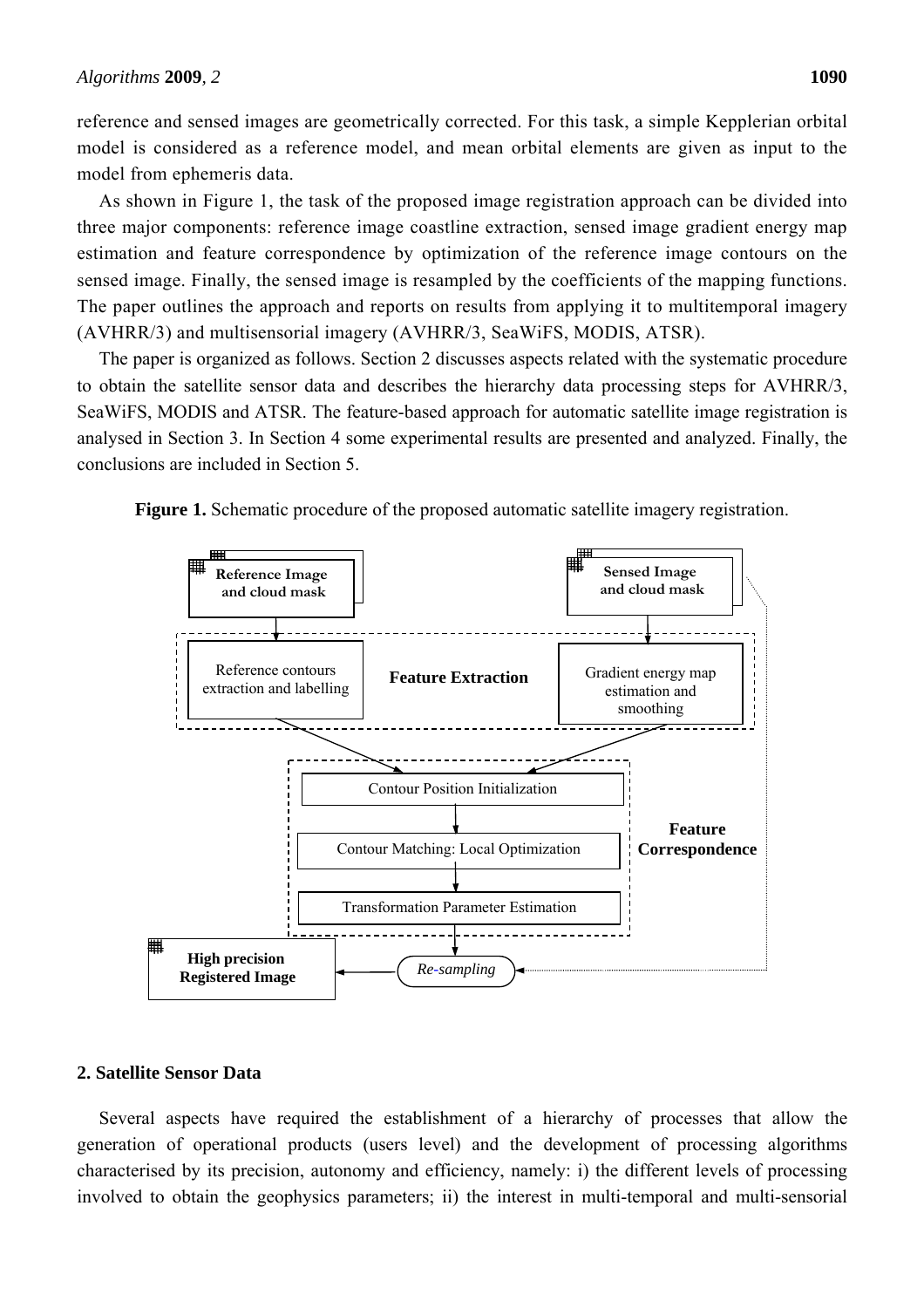reference and sensed images are geometrically corrected. For this task, a simple Kepplerian orbital model is considered as a reference model, and mean orbital elements are given as input to the model from ephemeris data.

As shown in Figure 1, the task of the proposed image registration approach can be divided into three major components: reference image coastline extraction, sensed image gradient energy map estimation and feature correspondence by optimization of the reference image contours on the sensed image. Finally, the sensed image is resampled by the coefficients of the mapping functions. The paper outlines the approach and reports on results from applying it to multitemporal imagery (AVHRR/3) and multisensorial imagery (AVHRR/3, SeaWiFS, MODIS, ATSR).

The paper is organized as follows. Section 2 discusses aspects related with the systematic procedure to obtain the satellite sensor data and describes the hierarchy data processing steps for AVHRR/3, SeaWiFS, MODIS and ATSR. The feature-based approach for automatic satellite image registration is analysed in Section 3. In Section 4 some experimental results are presented and analyzed. Finally, the conclusions are included in Section 5.

**Figure 1.** Schematic procedure of the proposed automatic satellite imagery registration.

## 2. Satellite Sensor Data

Several aspects have required the establishment of a hierarchy of processes that allow the generation of operational products (users level) and the development of processing algorithms characterised by its precision, autonomy and efficiency, namely: i) the different levels of processing involved to obtain the geophysics parameters; ii) the interest in multi-temporal and multi-sensorial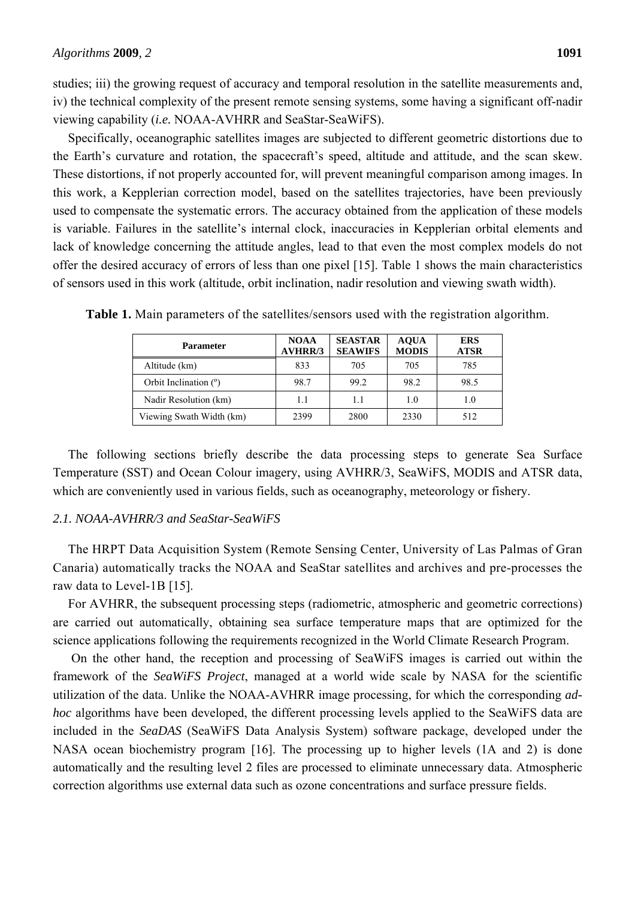studies; iii) the growing request of accuracy and temporal resolution in the satellite measurements and, iv) the technical complexity of the present remote sensing systems, some having a significant off-nadir viewing capability (*i.e.* NOAA-AVHRR and SeaStar-SeaWiFS).

Specifically, oceanographic satellites images are subjected to different geometric distortions due to the Earth's curvature and rotation, the spacecraft's speed, altitude and attitude, and the scan skew. These distortions, if not properly accounted for, will prevent meaningful comparison among images. In this work, a Kepplerian correction model, based on the satellites trajectories, have been previously used to compensate the systematic errors. The accuracy obtained from the application of these models is variable. Failures in the satellite's internal clock, inaccuracies in Kepplerian orbital elements and lack of knowledge concerning the attitude angles, lead to that even the most complex models do not offer the desired accuracy of errors of less than one pixel [15]. Table 1 shows the main characteristics of sensors used in this work (altitude, orbit inclination, nadir resolution and viewing swath width).

**Table 1.** Main parameters of the satellites/sensors used with the registration algorithm.

| Parameter | NOAA AVHRR/3 | SEASTAR SEAWIFS | AQUA MODIS | ERS ATSR |
|---|---|---|---|---|
| Altitude (km) | 833 | 705 | 705 | 785 |
| Orbit Inclination (º) | 98.7 | 99.2 | 98.2 | 98.5 |
| Nadir Resolution (km) | 1.1 | 1.1 | 1.0 | 1.0 |
| Viewing Swath Width (km) | 2399 | 2800 | 2330 | 512 |

The following sections briefly describe the data processing steps to generate Sea Surface Temperature (SST) and Ocean Colour imagery, using AVHRR/3, SeaWiFS, MODIS and ATSR data, which are conveniently used in various fields, such as oceanography, meteorology or fishery.

### *2.1. NOAA-AVHRR/3 and SeaStar-SeaWiFS*

The HRPT Data Acquisition System (Remote Sensing Center, University of Las Palmas of Gran Canaria) automatically tracks the NOAA and SeaStar satellites and archives and pre-processes the raw data to Level-1B [15].

For AVHRR, the subsequent processing steps (radiometric, atmospheric and geometric corrections) are carried out automatically, obtaining sea surface temperature maps that are optimized for the science applications following the requirements recognized in the World Climate Research Program.

On the other hand, the reception and processing of SeaWiFS images is carried out within the framework of the *SeaWiFS Project*, managed at a world wide scale by NASA for the scientific utilization of the data. Unlike the NOAA-AVHRR image processing, for which the corresponding *ad-hoc* algorithms have been developed, the different processing levels applied to the SeaWiFS data are included in the *SeaDAS* (SeaWiFS Data Analysis System) software package, developed under the NASA ocean biochemistry program [16]. The processing up to higher levels (1A and 2) is done automatically and the resulting level 2 files are processed to eliminate unnecessary data. Atmospheric correction algorithms use external data such as ozone concentrations and surface pressure fields.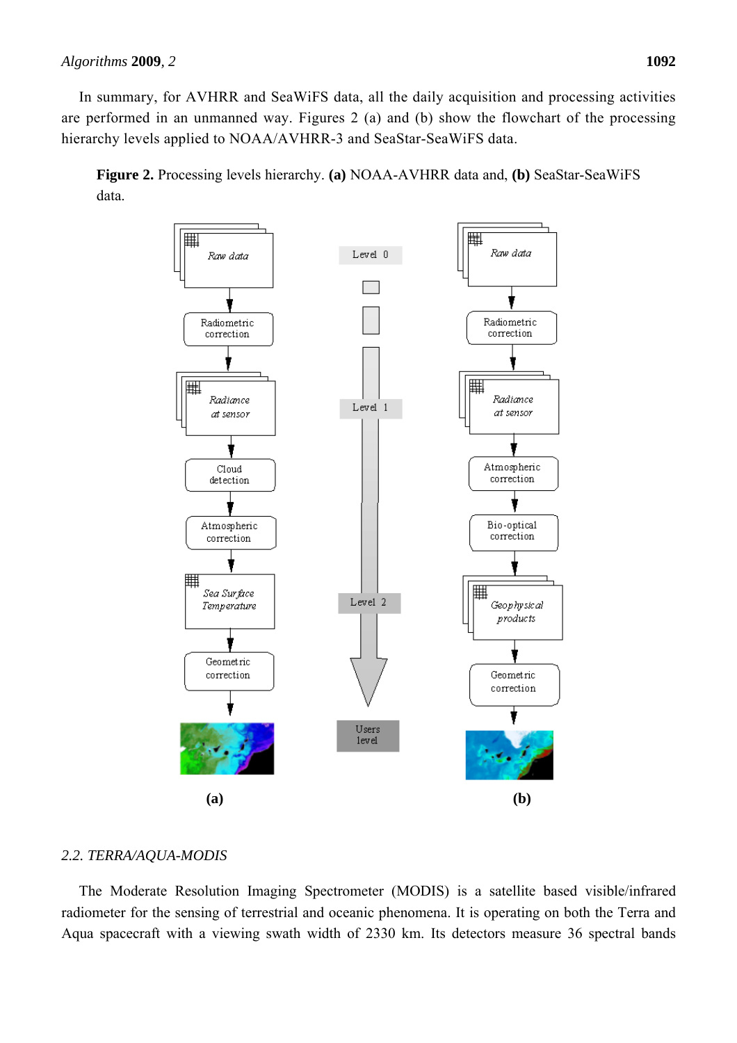In summary, for AVHRR and SeaWiFS data, all the daily acquisition and processing activities are performed in an unmanned way. Figures 2 (a) and (b) show the flowchart of the processing hierarchy levels applied to NOAA/AVHRR-3 and SeaStar-SeaWiFS data.

**Figure 2.** Processing levels hierarchy. **(a)** NOAA-AVHRR data and, **(b)** SeaStar-SeaWiFS data.

*2.2. TERRA/AQUA-MODIS*

The Moderate Resolution Imaging Spectrometer (MODIS) is a satellite based visible/infrared radiometer for the sensing of terrestrial and oceanic phenomena. It is operating on both the Terra and Aqua spacecraft with a viewing swath width of 2330 km. Its detectors measure 36 spectral bands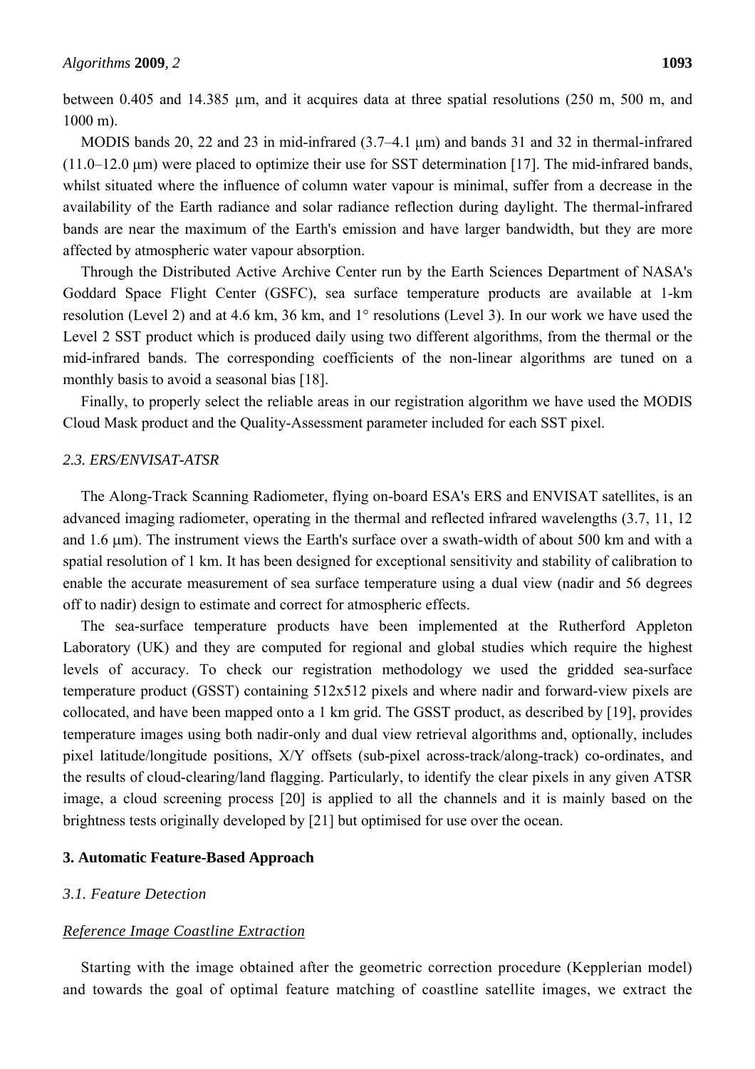between 0.405 and 14.385 μm, and it acquires data at three spatial resolutions (250 m, 500 m, and 1000 m).

MODIS bands 20, 22 and 23 in mid-infrared (3.7–4.1 μm) and bands 31 and 32 in thermal-infrared (11.0–12.0 μm) were placed to optimize their use for SST determination [17]. The mid-infrared bands, whilst situated where the influence of column water vapour is minimal, suffer from a decrease in the availability of the Earth radiance and solar radiance reflection during daylight. The thermal-infrared bands are near the maximum of the Earth's emission and have larger bandwidth, but they are more affected by atmospheric water vapour absorption.

Through the Distributed Active Archive Center run by the Earth Sciences Department of NASA's Goddard Space Flight Center (GSFC), sea surface temperature products are available at 1-km resolution (Level 2) and at 4.6 km, 36 km, and 1° resolutions (Level 3). In our work we have used the Level 2 SST product which is produced daily using two different algorithms, from the thermal or the mid-infrared bands. The corresponding coefficients of the non-linear algorithms are tuned on a monthly basis to avoid a seasonal bias [18].

Finally, to properly select the reliable areas in our registration algorithm we have used the MODIS Cloud Mask product and the Quality-Assessment parameter included for each SST pixel.

### *2.3. ERS/ENVISAT-ATSR*

The Along-Track Scanning Radiometer, flying on-board ESA's ERS and ENVISAT satellites, is an advanced imaging radiometer, operating in the thermal and reflected infrared wavelengths (3.7, 11, 12 and 1.6 μm). The instrument views the Earth's surface over a swath-width of about 500 km and with a spatial resolution of 1 km. It has been designed for exceptional sensitivity and stability of calibration to enable the accurate measurement of sea surface temperature using a dual view (nadir and 56 degrees off to nadir) design to estimate and correct for atmospheric effects.

The sea-surface temperature products have been implemented at the Rutherford Appleton Laboratory (UK) and they are computed for regional and global studies which require the highest levels of accuracy. To check our registration methodology we used the gridded sea-surface temperature product (GSST) containing 512x512 pixels and where nadir and forward-view pixels are collocated, and have been mapped onto a 1 km grid. The GSST product, as described by [19], provides temperature images using both nadir-only and dual view retrieval algorithms and, optionally, includes pixel latitude/longitude positions, X/Y offsets (sub-pixel across-track/along-track) co-ordinates, and the results of cloud-clearing/land flagging. Particularly, to identify the clear pixels in any given ATSR image, a cloud screening process [20] is applied to all the channels and it is mainly based on the brightness tests originally developed by [21] but optimised for use over the ocean.

## 3. Automatic Feature-Based Approach

### *3.1. Feature Detection*

#### Reference Image Coastline Extraction

Starting with the image obtained after the geometric correction procedure (Kepplerian model) and towards the goal of optimal feature matching of coastline satellite images, we extract the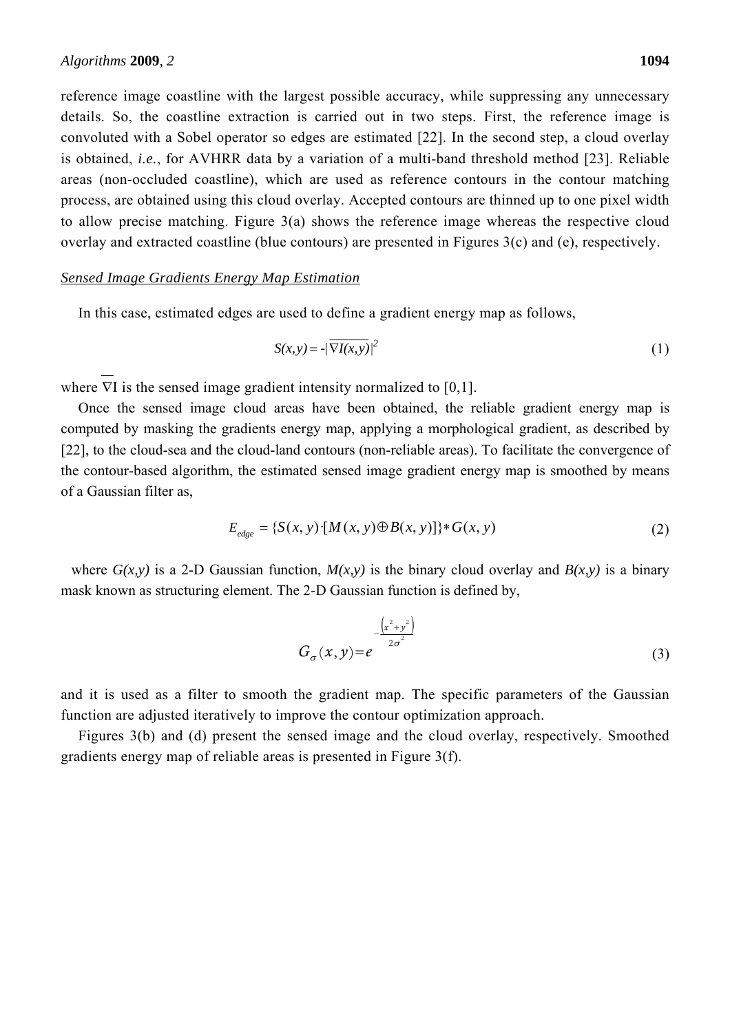reference image coastline with the largest possible accuracy, while suppressing any unnecessary details. So, the coastline extraction is carried out in two steps. First, the reference image is convoluted with a Sobel operator so edges are estimated [22]. In the second step, a cloud overlay is obtained, *i.e.*, for AVHRR data by a variation of a multi-band threshold method [23]. Reliable areas (non-occluded coastline), which are used as reference contours in the contour matching process, are obtained using this cloud overlay. Accepted contours are thinned up to one pixel width to allow precise matching. Figure 3(a) shows the reference image whereas the respective cloud overlay and extracted coastline (blue contours) are presented in Figures 3(c) and (e), respectively.

*Sensed Image Gradients Energy Map Estimation*

In this case, estimated edges are used to define a gradient energy map as follows,

$$S(x,y) = -|\overline{\nabla I(x,y)}|^2 \tag{1}$$

where $\overline{\nabla}$I is the sensed image gradient intensity normalized to [0,1].

Once the sensed image cloud areas have been obtained, the reliable gradient energy map is computed by masking the gradients energy map, applying a morphological gradient, as described by [22], to the cloud-sea and the cloud-land contours (non-reliable areas). To facilitate the convergence of the contour-based algorithm, the estimated sensed image gradient energy map is smoothed by means of a Gaussian filter as,

$$E_{edge} = \{S(x,y) \cdot [M(x,y) \oplus B(x,y)]\} * G(x,y) \tag{2}$$

where $G(x,y)$ is a 2-D Gaussian function, $M(x,y)$ is the binary cloud overlay and $B(x,y)$ is a binary mask known as structuring element. The 2-D Gaussian function is defined by,

$$G_\sigma(x,y) = e^{-\frac{(x^2+y^2)}{2\sigma^2}} \tag{3}$$

and it is used as a filter to smooth the gradient map. The specific parameters of the Gaussian function are adjusted iteratively to improve the contour optimization approach.

Figures 3(b) and (d) present the sensed image and the cloud overlay, respectively. Smoothed gradients energy map of reliable areas is presented in Figure 3(f).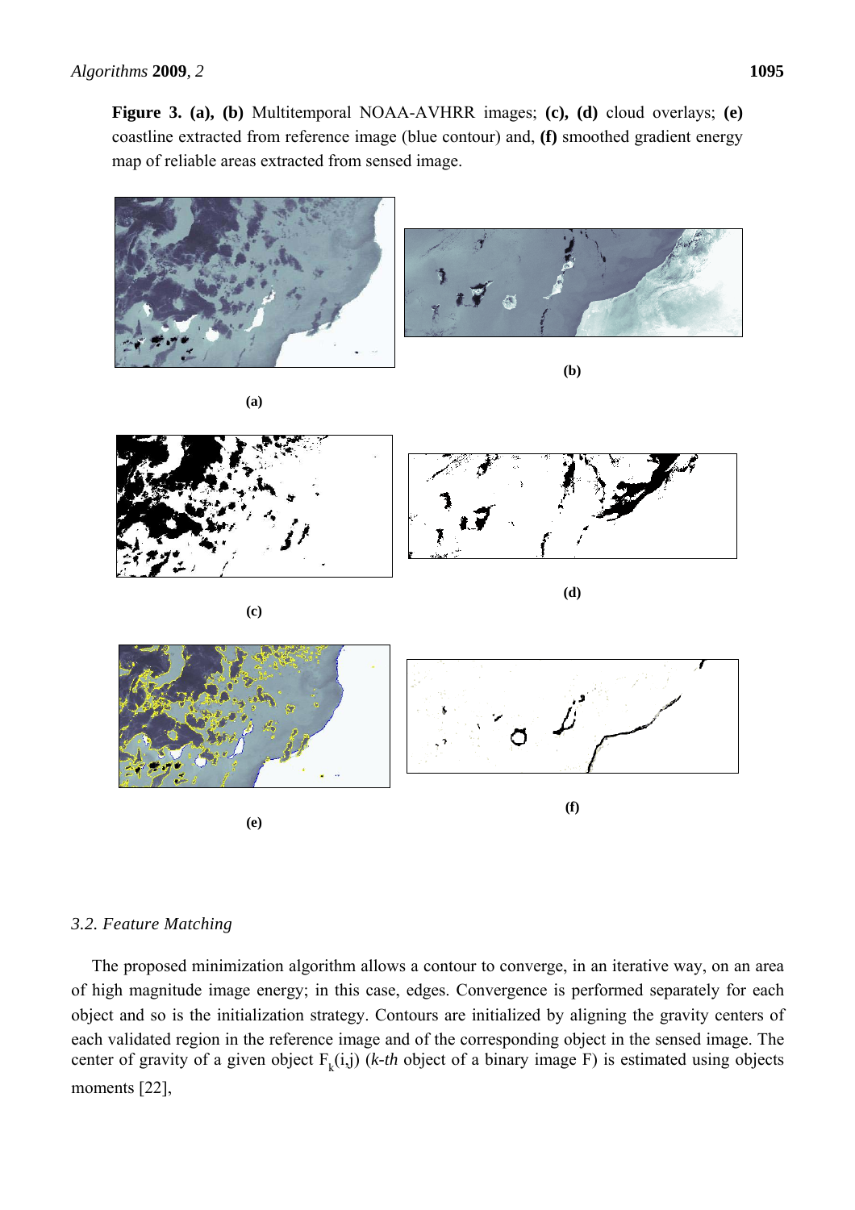**Figure 3.** **(a), (b)** Multitemporal NOAA-AVHRR images; **(c), (d)** cloud overlays; **(e)** coastline extracted from reference image (blue contour) and, **(f)** smoothed gradient energy map of reliable areas extracted from sensed image.

**(a)**

**(b)**

**(c)**

**(d)**

**(e)**

**(f)**

### *3.2. Feature Matching*

The proposed minimization algorithm allows a contour to converge, in an iterative way, on an area of high magnitude image energy; in this case, edges. Convergence is performed separately for each object and so is the initialization strategy. Contours are initialized by aligning the gravity centers of each validated region in the reference image and of the corresponding object in the sensed image. The center of gravity of a given object $F_k(i,j)$ (*k-th* object of a binary image F) is estimated using objects moments [22],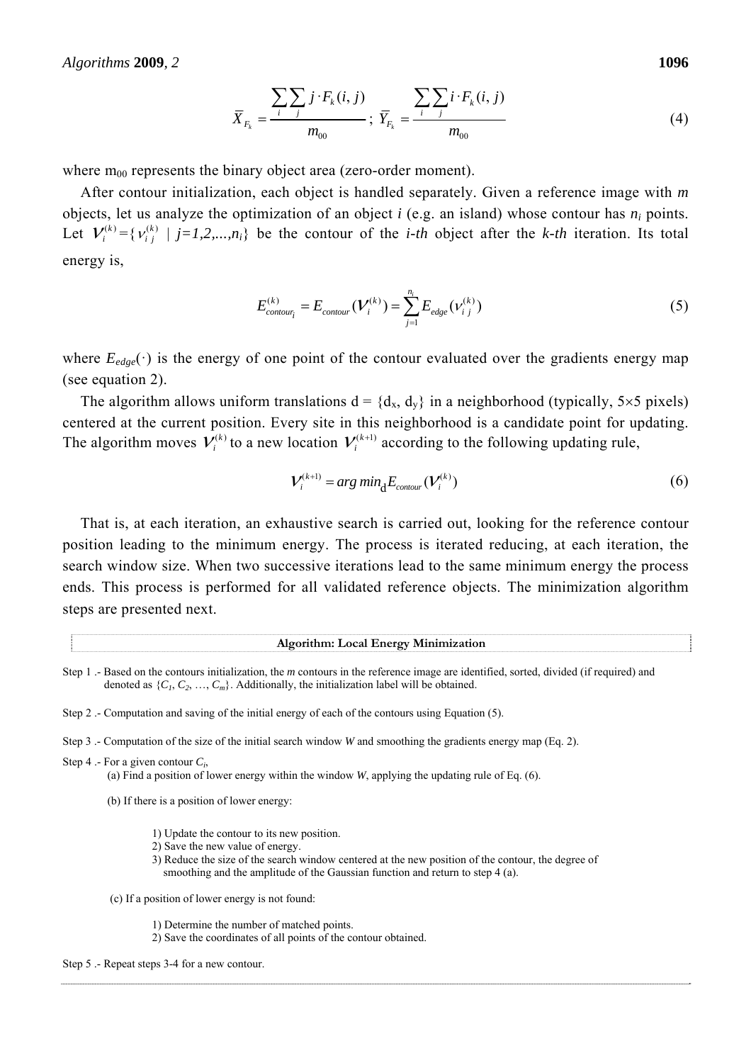$$\bar{X}_{F_k} = \frac{\sum_i \sum_j j \cdot F_k(i,j)}{m_{00}}; \; \bar{Y}_{F_k} = \frac{\sum_i \sum_j i \cdot F_k(i,j)}{m_{00}} \tag{4}$$

where $m_{00}$ represents the binary object area (zero-order moment).

After contour initialization, each object is handled separately. Given a reference image with $m$ objects, let us analyze the optimization of an object $i$ (e.g. an island) whose contour has $n_i$ points. Let $V_i^{(k)} = \{ v_{ij}^{(k)} \mid j=1,2,...,n_i \}$ be the contour of the *i-th* object after the *k-th* iteration. Its total energy is,

$$E_{contour_i}^{(k)} = E_{contour}(V_i^{(k)}) = \sum_{j=1}^{n_i} E_{edge}(v_{ij}^{(k)}) \tag{5}$$

where $E_{edge}(\cdot)$ is the energy of one point of the contour evaluated over the gradients energy map (see equation 2).

The algorithm allows uniform translations d = {$d_x$, $d_y$} in a neighborhood (typically, 5×5 pixels) centered at the current position. Every site in this neighborhood is a candidate point for updating. The algorithm moves $V_i^{(k)}$ to a new location $V_i^{(k+1)}$ according to the following updating rule,

$$V_i^{(k+1)} = arg\, min_{\mathrm{d}} E_{contour}(V_i^{(k)}) \tag{6}$$

That is, at each iteration, an exhaustive search is carried out, looking for the reference contour position leading to the minimum energy. The process is iterated reducing, at each iteration, the search window size. When two successive iterations lead to the same minimum energy the process ends. This process is performed for all validated reference objects. The minimization algorithm steps are presented next.

**Algorithm: Local Energy Minimization**

Step 1 .- Based on the contours initialization, the $m$ contours in the reference image are identified, sorted, divided (if required) and denoted as {$C_1$, $C_2$, …, $C_m$}. Additionally, the initialization label will be obtained.

Step 2 .- Computation and saving of the initial energy of each of the contours using Equation (5).

Step 3 .- Computation of the size of the initial search window $W$ and smoothing the gradients energy map (Eq. 2).

Step 4 .- For a given contour $C_i$,

(a) Find a position of lower energy within the window $W$, applying the updating rule of Eq. (6).

(b) If there is a position of lower energy:

1) Update the contour to its new position.
2) Save the new value of energy.
3) Reduce the size of the search window centered at the new position of the contour, the degree of smoothing and the amplitude of the Gaussian function and return to step 4 (a).

(c) If a position of lower energy is not found:

1) Determine the number of matched points.
2) Save the coordinates of all points of the contour obtained.

Step 5 .- Repeat steps 3-4 for a new contour.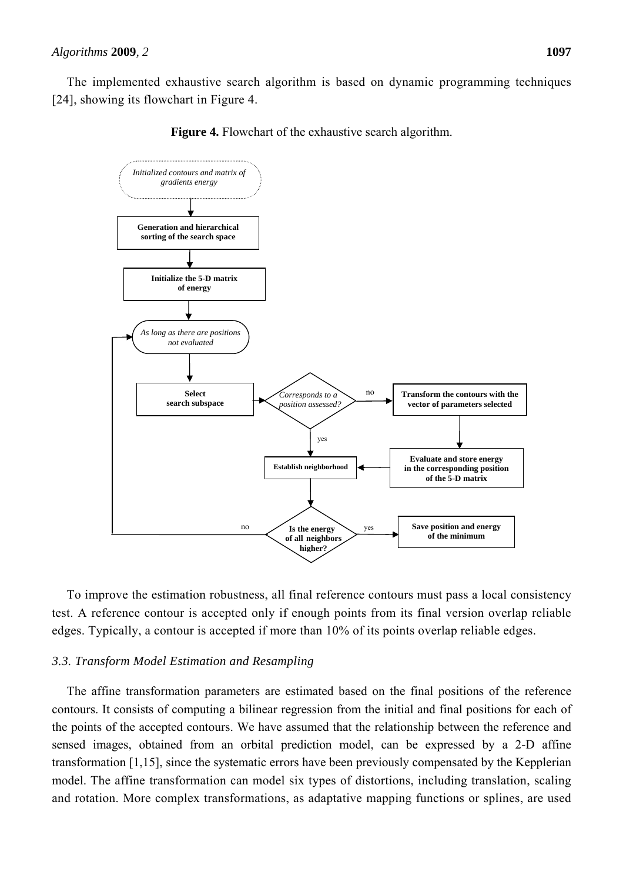The implemented exhaustive search algorithm is based on dynamic programming techniques [24], showing its flowchart in Figure 4.

**Figure 4.** Flowchart of the exhaustive search algorithm.

To improve the estimation robustness, all final reference contours must pass a local consistency test. A reference contour is accepted only if enough points from its final version overlap reliable edges. Typically, a contour is accepted if more than 10% of its points overlap reliable edges.

### *3.3. Transform Model Estimation and Resampling*

The affine transformation parameters are estimated based on the final positions of the reference contours. It consists of computing a bilinear regression from the initial and final positions for each of the points of the accepted contours. We have assumed that the relationship between the reference and sensed images, obtained from an orbital prediction model, can be expressed by a 2-D affine transformation [1,15], since the systematic errors have been previously compensated by the Kepplerian model. The affine transformation can model six types of distortions, including translation, scaling and rotation. More complex transformations, as adaptative mapping functions or splines, are used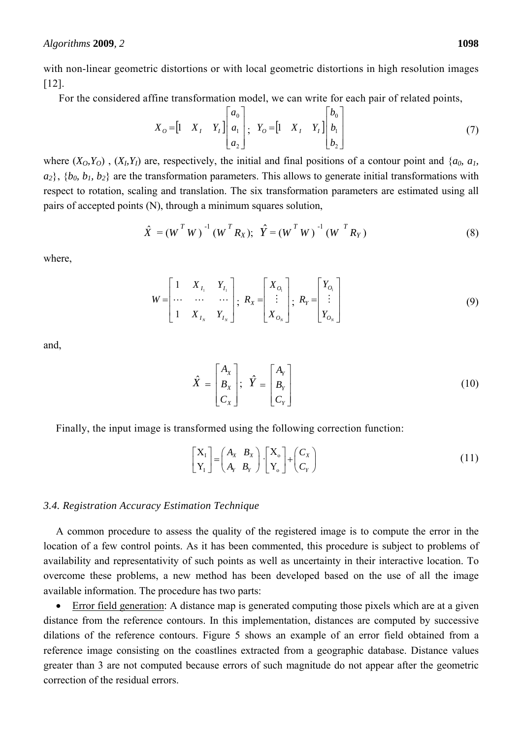with non-linear geometric distortions or with local geometric distortions in high resolution images [12].

For the considered affine transformation model, we can write for each pair of related points,

$$X_O = \begin{bmatrix} 1 & X_I & Y_I \end{bmatrix} \begin{bmatrix} a_0 \\ a_1 \\ a_2 \end{bmatrix}; \quad Y_O = \begin{bmatrix} 1 & X_I & Y_I \end{bmatrix} \begin{bmatrix} b_0 \\ b_1 \\ b_2 \end{bmatrix} \tag{7}$$

where $(X_O,Y_O)$ , $(X_I,Y_I)$ are, respectively, the initial and final positions of a contour point and $\{a_0, a_1, a_2\}$, $\{b_0, b_1, b_2\}$ are the transformation parameters. This allows to generate initial transformations with respect to rotation, scaling and translation. The six transformation parameters are estimated using all pairs of accepted points (N), through a minimum squares solution,

$$\hat{X} = (W^T W)^{-1} (W^T R_X); \quad \hat{Y} = (W^T W)^{-1} (W^T R_Y) \tag{8}$$

where,

$$W = \begin{bmatrix} 1 & X_{I_1} & Y_{I_1} \\ \cdots & \cdots & \cdots \\ 1 & X_{I_N} & Y_{I_N} \end{bmatrix}; \quad R_X = \begin{bmatrix} X_{O_1} \\ \vdots \\ X_{O_N} \end{bmatrix}; \quad R_Y = \begin{bmatrix} Y_{O_1} \\ \vdots \\ Y_{O_N} \end{bmatrix} \tag{9}$$

and,

$$\hat{X} = \begin{bmatrix} A_X \\ B_X \\ C_X \end{bmatrix}; \quad \hat{Y} = \begin{bmatrix} A_Y \\ B_Y \\ C_Y \end{bmatrix} \tag{10}$$

Finally, the input image is transformed using the following correction function:

$$\begin{bmatrix} X_I \\ Y_I \end{bmatrix} = \begin{pmatrix} A_X & B_X \\ A_Y & B_Y \end{pmatrix} \cdot \begin{bmatrix} X_o \\ Y_o \end{bmatrix} + \begin{pmatrix} C_X \\ C_Y \end{pmatrix} \tag{11}$$

### *3.4. Registration Accuracy Estimation Technique*

A common procedure to assess the quality of the registered image is to compute the error in the location of a few control points. As it has been commented, this procedure is subject to problems of availability and representativity of such points as well as uncertainty in their interactive location. To overcome these problems, a new method has been developed based on the use of all the image available information. The procedure has two parts:

- Error field generation: A distance map is generated computing those pixels which are at a given distance from the reference contours. In this implementation, distances are computed by successive dilations of the reference contours. Figure 5 shows an example of an error field obtained from a reference image consisting on the coastlines extracted from a geographic database. Distance values greater than 3 are not computed because errors of such magnitude do not appear after the geometric correction of the residual errors.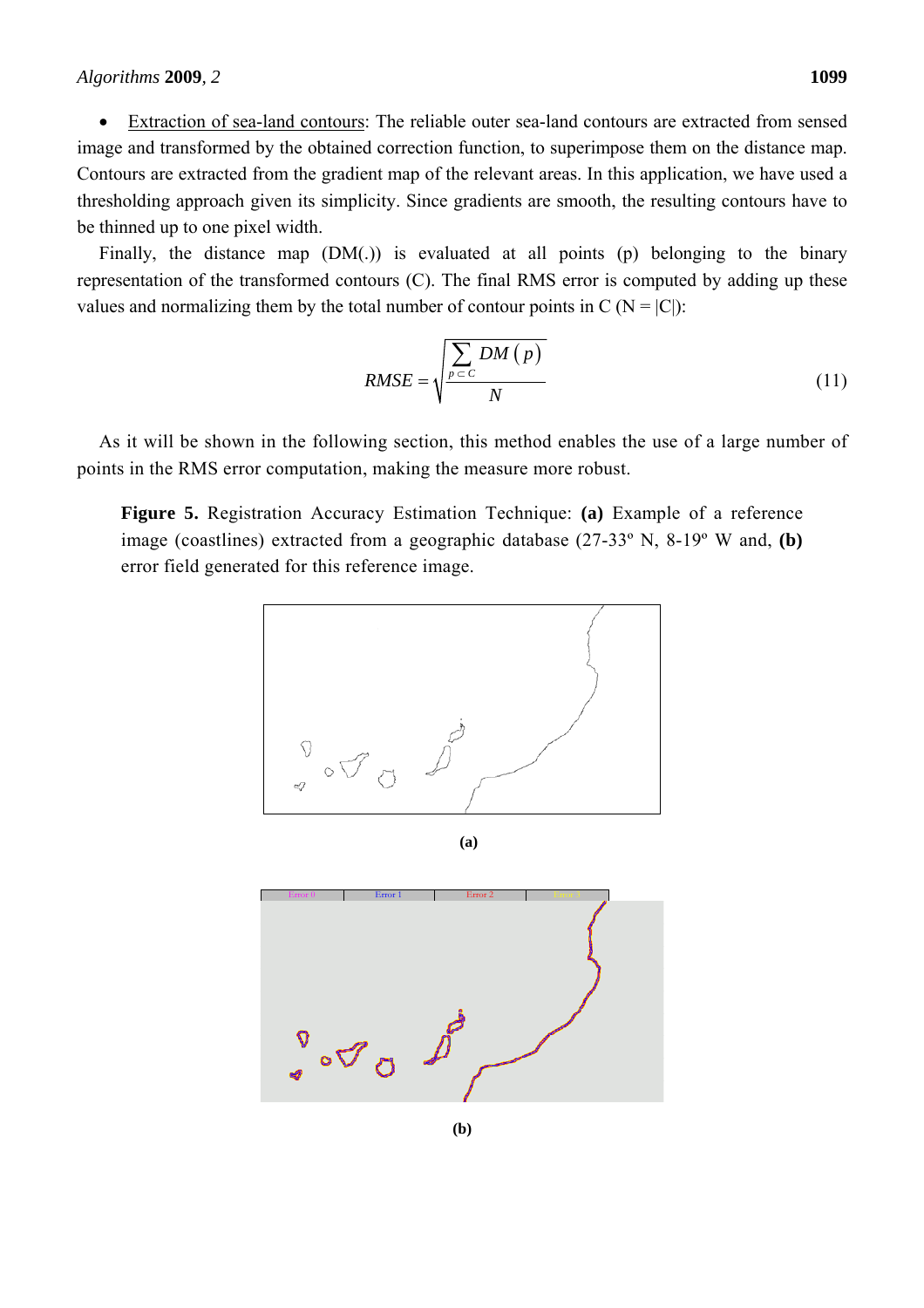- <u>Extraction of sea-land contours</u>: The reliable outer sea-land contours are extracted from sensed image and transformed by the obtained correction function, to superimpose them on the distance map. Contours are extracted from the gradient map of the relevant areas. In this application, we have used a thresholding approach given its simplicity. Since gradients are smooth, the resulting contours have to be thinned up to one pixel width.

Finally, the distance map (DM(.)) is evaluated at all points (p) belonging to the binary representation of the transformed contours (C). The final RMS error is computed by adding up these values and normalizing them by the total number of contour points in C (N = |C|):

$$RMSE = \sqrt{\frac{\sum_{p \subset C} DM(p)}{N}} \tag{11}$$

As it will be shown in the following section, this method enables the use of a large number of points in the RMS error computation, making the measure more robust.

**Figure 5.** Registration Accuracy Estimation Technique: **(a)** Example of a reference image (coastlines) extracted from a geographic database (27-33º N, 8-19º W and, **(b)** error field generated for this reference image.

**(a)**

Error 0 | Error 1 | Error 2 | Error 3

**(b)**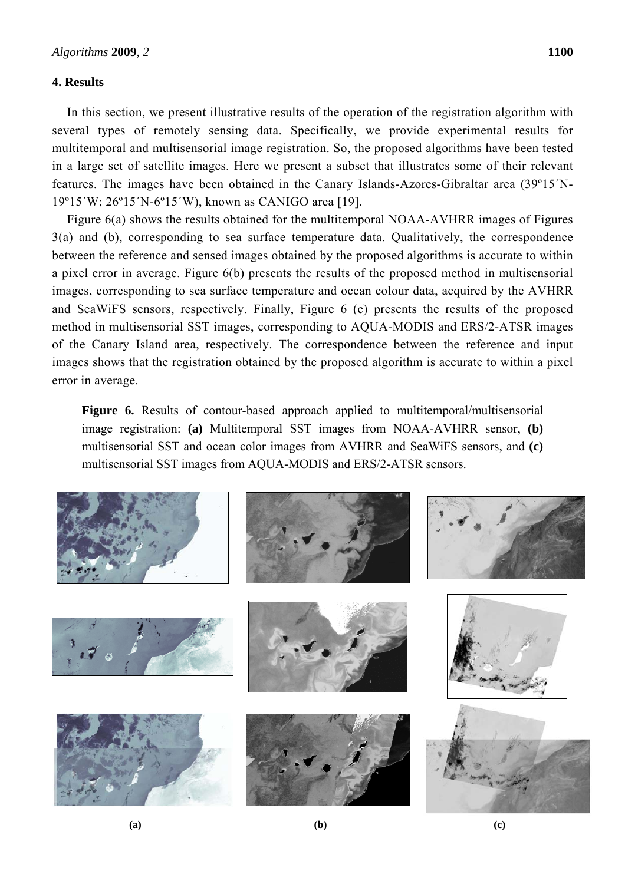## 4. Results

In this section, we present illustrative results of the operation of the registration algorithm with several types of remotely sensing data. Specifically, we provide experimental results for multitemporal and multisensorial image registration. So, the proposed algorithms have been tested in a large set of satellite images. Here we present a subset that illustrates some of their relevant features. The images have been obtained in the Canary Islands-Azores-Gibraltar area (39º15´N-19º15´W; 26º15´N-6º15´W), known as CANIGO area [19].

Figure 6(a) shows the results obtained for the multitemporal NOAA-AVHRR images of Figures 3(a) and (b), corresponding to sea surface temperature data. Qualitatively, the correspondence between the reference and sensed images obtained by the proposed algorithms is accurate to within a pixel error in average. Figure 6(b) presents the results of the proposed method in multisensorial images, corresponding to sea surface temperature and ocean colour data, acquired by the AVHRR and SeaWiFS sensors, respectively. Finally, Figure 6 (c) presents the results of the proposed method in multisensorial SST images, corresponding to AQUA-MODIS and ERS/2-ATSR images of the Canary Island area, respectively. The correspondence between the reference and input images shows that the registration obtained by the proposed algorithm is accurate to within a pixel error in average.

**Figure 6.** Results of contour-based approach applied to multitemporal/multisensorial image registration: **(a)** Multitemporal SST images from NOAA-AVHRR sensor, **(b)** multisensorial SST and ocean color images from AVHRR and SeaWiFS sensors, and **(c)** multisensorial SST images from AQUA-MODIS and ERS/2-ATSR sensors.

**(a)** **(b)** **(c)**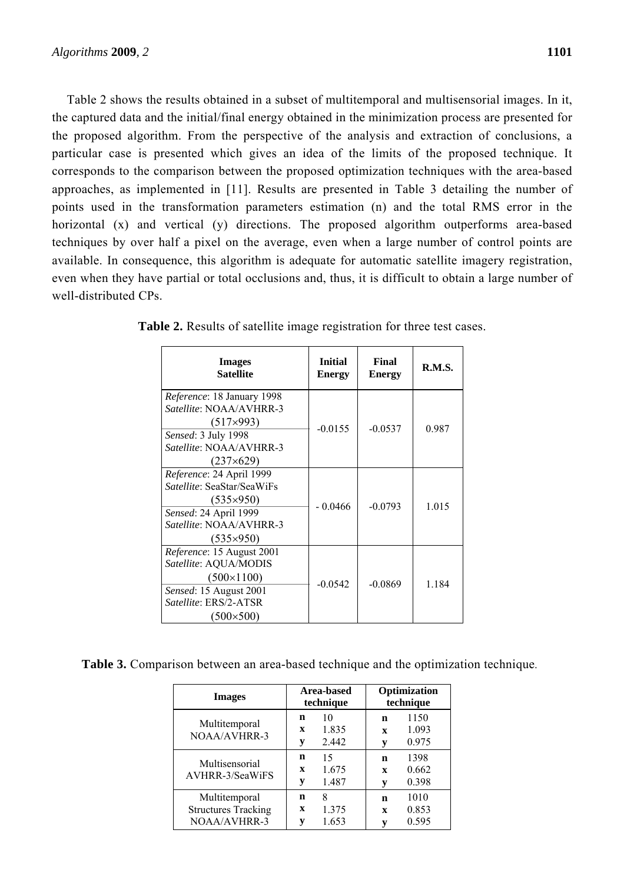Table 2 shows the results obtained in a subset of multitemporal and multisensorial images. In it, the captured data and the initial/final energy obtained in the minimization process are presented for the proposed algorithm. From the perspective of the analysis and extraction of conclusions, a particular case is presented which gives an idea of the limits of the proposed technique. It corresponds to the comparison between the proposed optimization techniques with the area-based approaches, as implemented in [11]. Results are presented in Table 3 detailing the number of points used in the transformation parameters estimation (n) and the total RMS error in the horizontal (x) and vertical (y) directions. The proposed algorithm outperforms area-based techniques by over half a pixel on the average, even when a large number of control points are available. In consequence, this algorithm is adequate for automatic satellite imagery registration, even when they have partial or total occlusions and, thus, it is difficult to obtain a large number of well-distributed CPs.

**Table 2.** Results of satellite image registration for three test cases.

| Images Satellite | Initial Energy | Final Energy | R.M.S. |
|---|---|---|---|
| *Reference*: 18 January 1998 *Satellite*: NOAA/AVHRR-3 (517×993) *Sensed*: 3 July 1998 *Satellite*: NOAA/AVHRR-3 (237×629) | -0.0155 | -0.0537 | 0.987 |
| *Reference*: 24 April 1999 *Satellite*: SeaStar/SeaWiFs (535×950) *Sensed*: 24 April 1999 *Satellite*: NOAA/AVHRR-3 (535×950) | - 0.0466 | -0.0793 | 1.015 |
| *Reference*: 15 August 2001 *Satellite*: AQUA/MODIS (500×1100) *Sensed*: 15 August 2001 *Satellite*: ERS/2-ATSR (500×500) | -0.0542 | -0.0869 | 1.184 |

**Table 3.** Comparison between an area-based technique and the optimization technique.

| Images | Area-based technique | | Optimization technique | |
|---|---|---|---|---|
| Multitemporal NOAA/AVHRR-3 | **n** | 10 | **n** | 1150 |
| | **x** | 1.835 | **x** | 1.093 |
| | **y** | 2.442 | **y** | 0.975 |
| Multisensorial AVHRR-3/SeaWiFS | **n** | 15 | **n** | 1398 |
| | **x** | 1.675 | **x** | 0.662 |
| | **y** | 1.487 | **y** | 0.398 |
| Multitemporal Structures Tracking NOAA/AVHRR-3 | **n** | 8 | **n** | 1010 |
| | **x** | 1.375 | **x** | 0.853 |
| | **y** | 1.653 | **y** | 0.595 |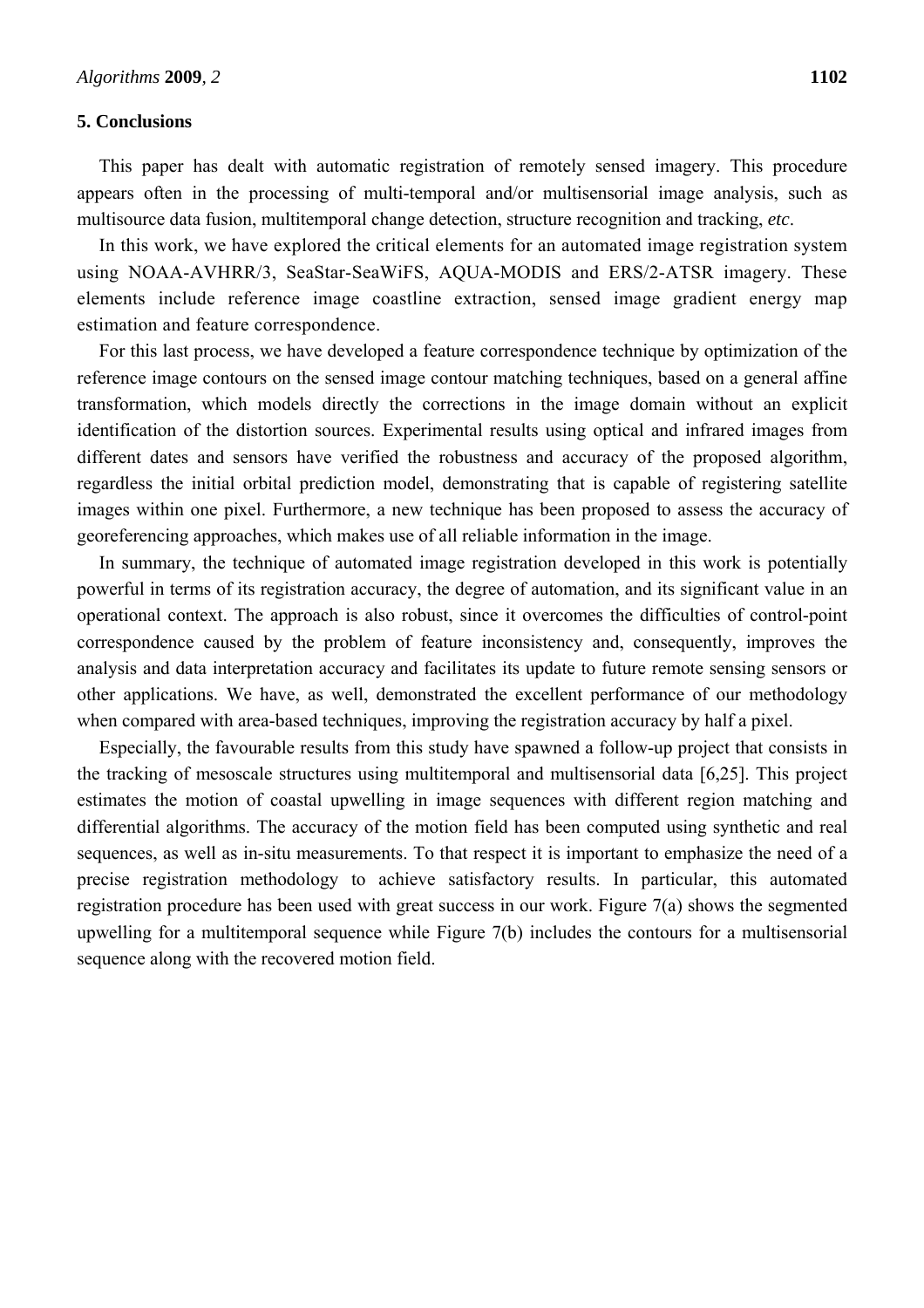## 5. Conclusions

This paper has dealt with automatic registration of remotely sensed imagery. This procedure appears often in the processing of multi-temporal and/or multisensorial image analysis, such as multisource data fusion, multitemporal change detection, structure recognition and tracking, *etc*.

In this work, we have explored the critical elements for an automated image registration system using NOAA-AVHRR/3, SeaStar-SeaWiFS, AQUA-MODIS and ERS/2-ATSR imagery. These elements include reference image coastline extraction, sensed image gradient energy map estimation and feature correspondence.

For this last process, we have developed a feature correspondence technique by optimization of the reference image contours on the sensed image contour matching techniques, based on a general affine transformation, which models directly the corrections in the image domain without an explicit identification of the distortion sources. Experimental results using optical and infrared images from different dates and sensors have verified the robustness and accuracy of the proposed algorithm, regardless the initial orbital prediction model, demonstrating that is capable of registering satellite images within one pixel. Furthermore, a new technique has been proposed to assess the accuracy of georeferencing approaches, which makes use of all reliable information in the image.

In summary, the technique of automated image registration developed in this work is potentially powerful in terms of its registration accuracy, the degree of automation, and its significant value in an operational context. The approach is also robust, since it overcomes the difficulties of control-point correspondence caused by the problem of feature inconsistency and, consequently, improves the analysis and data interpretation accuracy and facilitates its update to future remote sensing sensors or other applications. We have, as well, demonstrated the excellent performance of our methodology when compared with area-based techniques, improving the registration accuracy by half a pixel.

Especially, the favourable results from this study have spawned a follow-up project that consists in the tracking of mesoscale structures using multitemporal and multisensorial data [6,25]. This project estimates the motion of coastal upwelling in image sequences with different region matching and differential algorithms. The accuracy of the motion field has been computed using synthetic and real sequences, as well as in-situ measurements. To that respect it is important to emphasize the need of a precise registration methodology to achieve satisfactory results. In particular, this automated registration procedure has been used with great success in our work. Figure 7(a) shows the segmented upwelling for a multitemporal sequence while Figure 7(b) includes the contours for a multisensorial sequence along with the recovered motion field.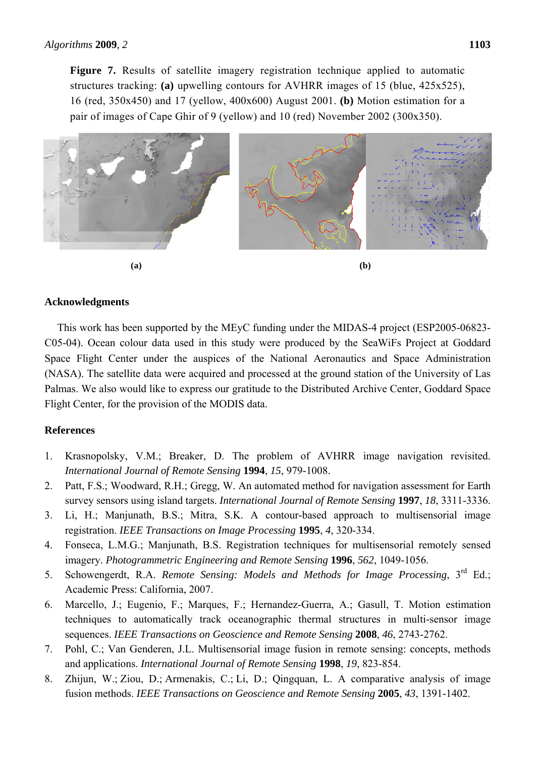**Figure 7.** Results of satellite imagery registration technique applied to automatic structures tracking: **(a)** upwelling contours for AVHRR images of 15 (blue, 425x525), 16 (red, 350x450) and 17 (yellow, 400x600) August 2001. **(b)** Motion estimation for a pair of images of Cape Ghir of 9 (yellow) and 10 (red) November 2002 (300x350).

**(a)** **(b)**

## Acknowledgments

This work has been supported by the MEyC funding under the MIDAS-4 project (ESP2005-06823-C05-04). Ocean colour data used in this study were produced by the SeaWiFs Project at Goddard Space Flight Center under the auspices of the National Aeronautics and Space Administration (NASA). The satellite data were acquired and processed at the ground station of the University of Las Palmas. We also would like to express our gratitude to the Distributed Archive Center, Goddard Space Flight Center, for the provision of the MODIS data.

## References

1. Krasnopolsky, V.M.; Breaker, D. The problem of AVHRR image navigation revisited. *International Journal of Remote Sensing* **1994**, *15*, 979-1008.
2. Patt, F.S.; Woodward, R.H.; Gregg, W. An automated method for navigation assessment for Earth survey sensors using island targets. *International Journal of Remote Sensing* **1997**, *18*, 3311-3336.
3. Li, H.; Manjunath, B.S.; Mitra, S.K. A contour-based approach to multisensorial image registration. *IEEE Transactions on Image Processing* **1995**, *4*, 320-334.
4. Fonseca, L.M.G.; Manjunath, B.S. Registration techniques for multisensorial remotely sensed imagery. *Photogrammetric Engineering and Remote Sensing* **1996**, *562*, 1049-1056.
5. Schowengerdt, R.A. *Remote Sensing: Models and Methods for Image Processing*, 3rd Ed.; Academic Press: California, 2007.
6. Marcello, J.; Eugenio, F.; Marques, F.; Hernandez-Guerra, A.; Gasull, T. Motion estimation techniques to automatically track oceanographic thermal structures in multi-sensor image sequences. *IEEE Transactions on Geoscience and Remote Sensing* **2008**, *46*, 2743-2762.
7. Pohl, C.; Van Genderen, J.L. Multisensorial image fusion in remote sensing: concepts, methods and applications. *International Journal of Remote Sensing* **1998**, *19*, 823-854.
8. Zhijun, W.; Ziou, D.; Armenakis, C.; Li, D.; Qingquan, L. A comparative analysis of image fusion methods. *IEEE Transactions on Geoscience and Remote Sensing* **2005**, *43*, 1391-1402.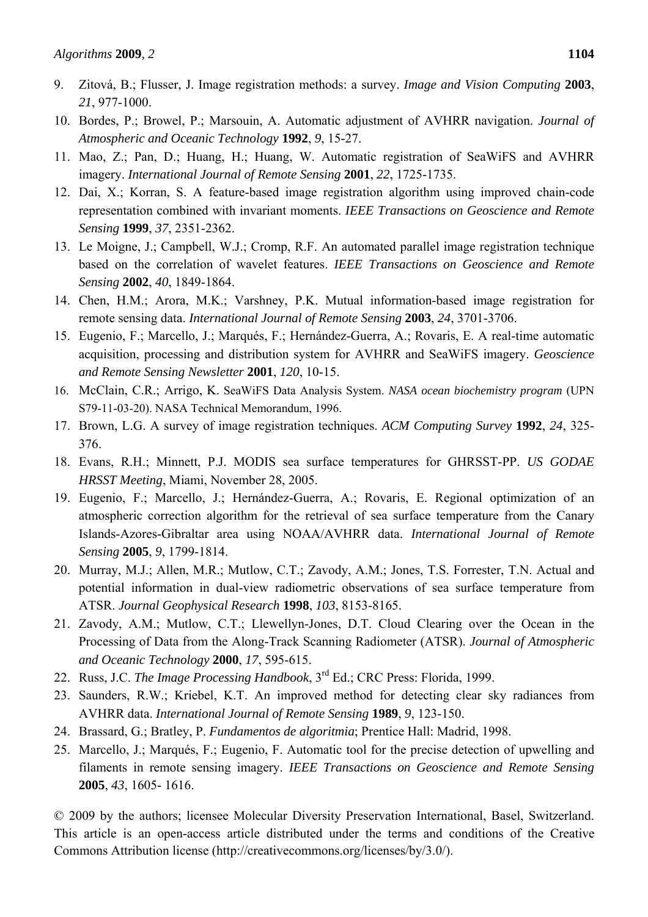9. Zitová, B.; Flusser, J. Image registration methods: a survey. *Image and Vision Computing* **2003**, *21*, 977-1000.
10. Bordes, P.; Browel, P.; Marsouin, A. Automatic adjustment of AVHRR navigation. *Journal of Atmospheric and Oceanic Technology* **1992**, *9*, 15-27.
11. Mao, Z.; Pan, D.; Huang, H.; Huang, W. Automatic registration of SeaWiFS and AVHRR imagery. *International Journal of Remote Sensing* **2001**, *22*, 1725-1735.
12. Dai, X.; Korran, S. A feature-based image registration algorithm using improved chain-code representation combined with invariant moments. *IEEE Transactions on Geoscience and Remote Sensing* **1999**, *37*, 2351-2362.
13. Le Moigne, J.; Campbell, W.J.; Cromp, R.F. An automated parallel image registration technique based on the correlation of wavelet features. *IEEE Transactions on Geoscience and Remote Sensing* **2002**, *40*, 1849-1864.
14. Chen, H.M.; Arora, M.K.; Varshney, P.K. Mutual information-based image registration for remote sensing data. *International Journal of Remote Sensing* **2003**, *24*, 3701-3706.
15. Eugenio, F.; Marcello, J.; Marqués, F.; Hernández-Guerra, A.; Rovaris, E. A real-time automatic acquisition, processing and distribution system for AVHRR and SeaWiFS imagery. *Geoscience and Remote Sensing Newsletter* **2001**, *120*, 10-15.
16. McClain, C.R.; Arrigo, K. SeaWiFS Data Analysis System. *NASA ocean biochemistry program* (UPN S79-11-03-20). NASA Technical Memorandum, 1996.
17. Brown, L.G. A survey of image registration techniques. *ACM Computing Survey* **1992**, *24*, 325-376.
18. Evans, R.H.; Minnett, P.J. MODIS sea surface temperatures for GHRSST-PP. *US GODAE HRSST Meeting*, Miami, November 28, 2005.
19. Eugenio, F.; Marcello, J.; Hernández-Guerra, A.; Rovaris, E. Regional optimization of an atmospheric correction algorithm for the retrieval of sea surface temperature from the Canary Islands-Azores-Gibraltar area using NOAA/AVHRR data. *International Journal of Remote Sensing* **2005**, *9*, 1799-1814.
20. Murray, M.J.; Allen, M.R.; Mutlow, C.T.; Zavody, A.M.; Jones, T.S. Forrester, T.N. Actual and potential information in dual-view radiometric observations of sea surface temperature from ATSR. *Journal Geophysical Research* **1998**, *103*, 8153-8165.
21. Zavody, A.M.; Mutlow, C.T.; Llewellyn-Jones, D.T. Cloud Clearing over the Ocean in the Processing of Data from the Along-Track Scanning Radiometer (ATSR). *Journal of Atmospheric and Oceanic Technology* **2000**, *17*, 595-615.
22. Russ, J.C. *The Image Processing Handbook*, 3rd Ed.; CRC Press: Florida, 1999.
23. Saunders, R.W.; Kriebel, K.T. An improved method for detecting clear sky radiances from AVHRR data. *International Journal of Remote Sensing* **1989**, *9*, 123-150.
24. Brassard, G.; Bratley, P. *Fundamentos de algoritmia*; Prentice Hall: Madrid, 1998.
25. Marcello, J.; Marqués, F.; Eugenio, F. Automatic tool for the precise detection of upwelling and filaments in remote sensing imagery. *IEEE Transactions on Geoscience and Remote Sensing* **2005**, *43*, 1605- 1616.

© 2009 by the authors; licensee Molecular Diversity Preservation International, Basel, Switzerland. This article is an open-access article distributed under the terms and conditions of the Creative Commons Attribution license (http://creativecommons.org/licenses/by/3.0/).